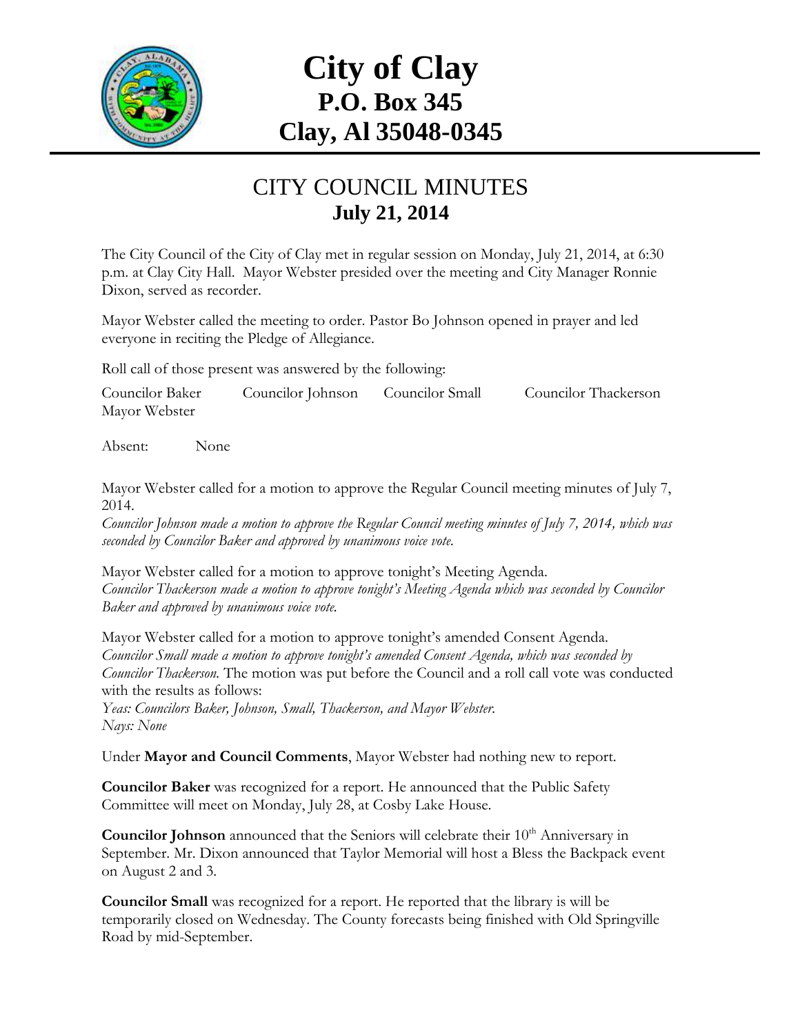# City of Clay
## P.O. Box 345
## Clay, Al 35048-0345

## CITY COUNCIL MINUTES
### July 21, 2014

The City Council of the City of Clay met in regular session on Monday, July 21, 2014, at 6:30 p.m. at Clay City Hall. Mayor Webster presided over the meeting and City Manager Ronnie Dixon, served as recorder.

Mayor Webster called the meeting to order. Pastor Bo Johnson opened in prayer and led everyone in reciting the Pledge of Allegiance.

Roll call of those present was answered by the following:

Councilor Baker Councilor Johnson Councilor Small Councilor Thackerson Mayor Webster

Absent: None

Mayor Webster called for a motion to approve the Regular Council meeting minutes of July 7, 2014.
*Councilor Johnson made a motion to approve the Regular Council meeting minutes of July 7, 2014, which was seconded by Councilor Baker and approved by unanimous voice vote.*

Mayor Webster called for a motion to approve tonight's Meeting Agenda.
*Councilor Thackerson made a motion to approve tonight's Meeting Agenda which was seconded by Councilor Baker and approved by unanimous voice vote.*

Mayor Webster called for a motion to approve tonight's amended Consent Agenda.
*Councilor Small made a motion to approve tonight's amended Consent Agenda, which was seconded by Councilor Thackerson.* The motion was put before the Council and a roll call vote was conducted with the results as follows:
*Yeas: Councilors Baker, Johnson, Small, Thackerson, and Mayor Webster.*
*Nays: None*

Under **Mayor and Council Comments**, Mayor Webster had nothing new to report.

**Councilor Baker** was recognized for a report. He announced that the Public Safety Committee will meet on Monday, July 28, at Cosby Lake House.

**Councilor Johnson** announced that the Seniors will celebrate their 10th Anniversary in September. Mr. Dixon announced that Taylor Memorial will host a Bless the Backpack event on August 2 and 3.

**Councilor Small** was recognized for a report. He reported that the library is will be temporarily closed on Wednesday. The County forecasts being finished with Old Springville Road by mid-September.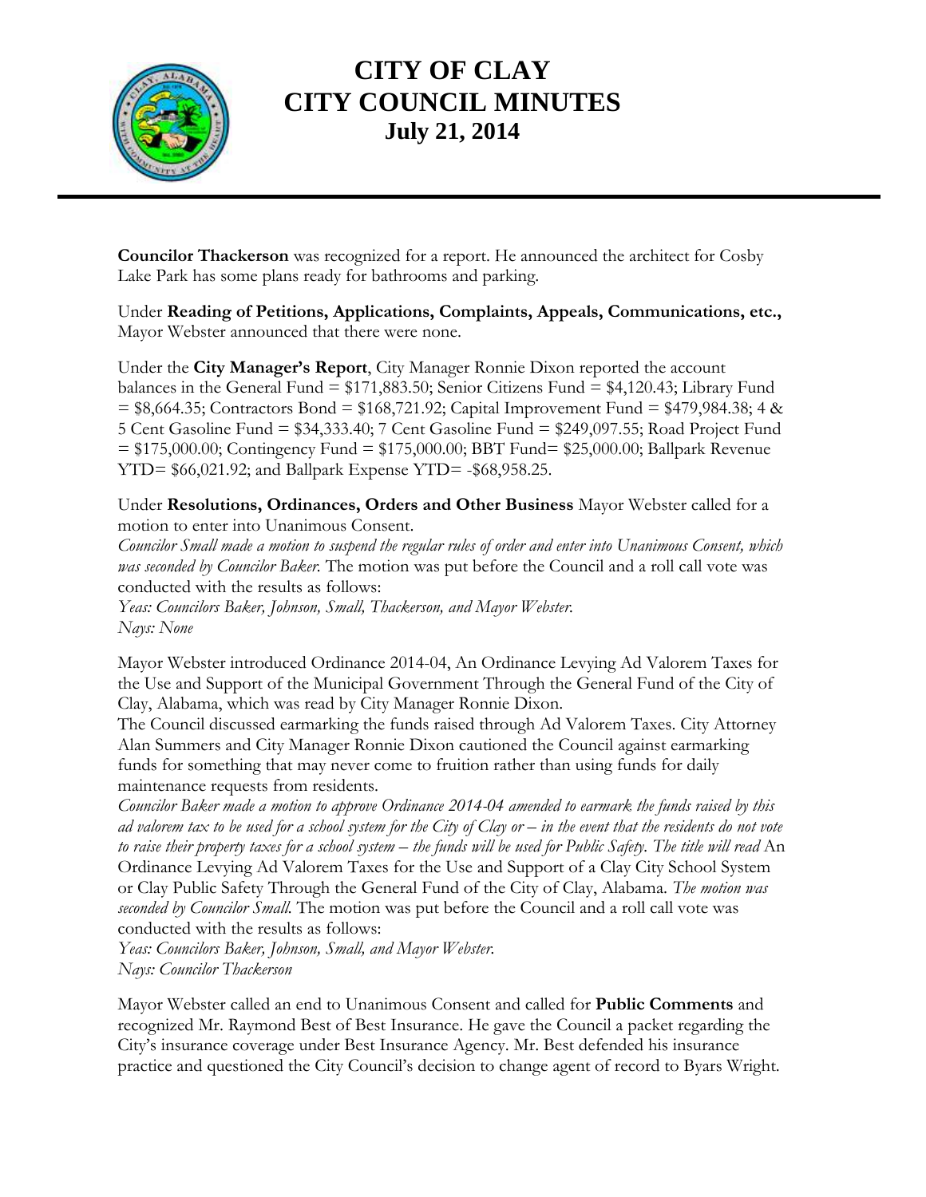**Councilor Thackerson** was recognized for a report. He announced the architect for Cosby Lake Park has some plans ready for bathrooms and parking.

Under **Reading of Petitions, Applications, Complaints, Appeals, Communications, etc.,** Mayor Webster announced that there were none.

Under the **City Manager's Report**, City Manager Ronnie Dixon reported the account balances in the General Fund = $171,883.50; Senior Citizens Fund = $4,120.43; Library Fund = $8,664.35; Contractors Bond = $168,721.92; Capital Improvement Fund = $479,984.38; 4 & 5 Cent Gasoline Fund = $34,333.40; 7 Cent Gasoline Fund = $249,097.55; Road Project Fund = $175,000.00; Contingency Fund = $175,000.00; BBT Fund= $25,000.00; Ballpark Revenue YTD= $66,021.92; and Ballpark Expense YTD= -$68,958.25.

Under **Resolutions, Ordinances, Orders and Other Business** Mayor Webster called for a motion to enter into Unanimous Consent.
*Councilor Small made a motion to suspend the regular rules of order and enter into Unanimous Consent, which was seconded by Councilor Baker.* The motion was put before the Council and a roll call vote was conducted with the results as follows:
*Yeas: Councilors Baker, Johnson, Small, Thackerson, and Mayor Webster.*
*Nays: None*

Mayor Webster introduced Ordinance 2014-04, An Ordinance Levying Ad Valorem Taxes for the Use and Support of the Municipal Government Through the General Fund of the City of Clay, Alabama, which was read by City Manager Ronnie Dixon.
The Council discussed earmarking the funds raised through Ad Valorem Taxes. City Attorney Alan Summers and City Manager Ronnie Dixon cautioned the Council against earmarking funds for something that may never come to fruition rather than using funds for daily maintenance requests from residents.
*Councilor Baker made a motion to approve Ordinance 2014-04 amended to earmark the funds raised by this ad valorem tax to be used for a school system for the City of Clay or – in the event that the residents do not vote to raise their property taxes for a school system – the funds will be used for Public Safety. The title will read* An Ordinance Levying Ad Valorem Taxes for the Use and Support of a Clay City School System or Clay Public Safety Through the General Fund of the City of Clay, Alabama. *The motion was seconded by Councilor Small.* The motion was put before the Council and a roll call vote was conducted with the results as follows:
*Yeas: Councilors Baker, Johnson, Small, and Mayor Webster.*
*Nays: Councilor Thackerson*

Mayor Webster called an end to Unanimous Consent and called for **Public Comments** and recognized Mr. Raymond Best of Best Insurance. He gave the Council a packet regarding the City's insurance coverage under Best Insurance Agency. Mr. Best defended his insurance practice and questioned the City Council's decision to change agent of record to Byars Wright.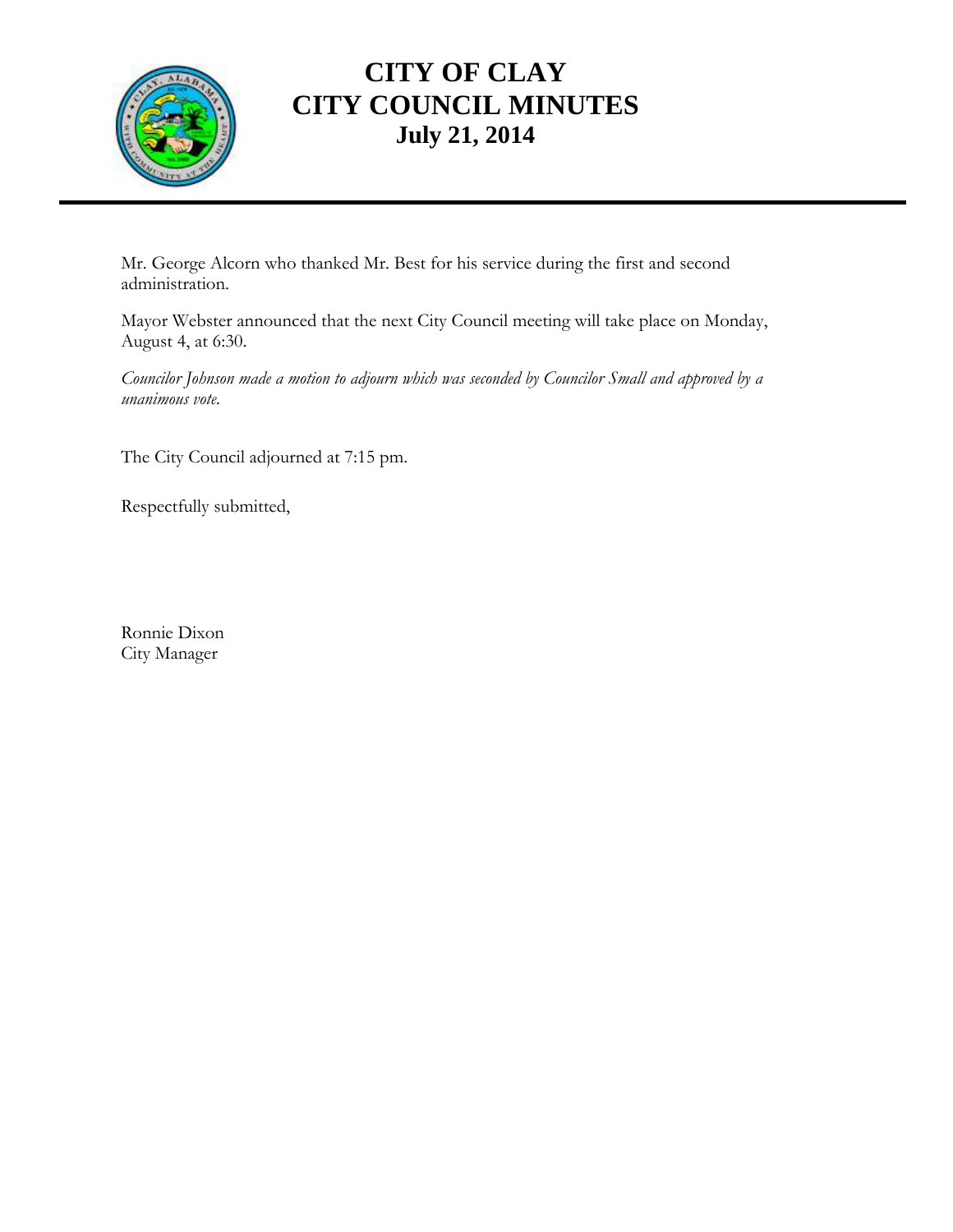# CITY OF CLAY
# CITY COUNCIL MINUTES
## July 21, 2014

Mr. George Alcorn who thanked Mr. Best for his service during the first and second administration.

Mayor Webster announced that the next City Council meeting will take place on Monday, August 4, at 6:30.

*Councilor Johnson made a motion to adjourn which was seconded by Councilor Small and approved by a unanimous vote.*

The City Council adjourned at 7:15 pm.

Respectfully submitted,

Ronnie Dixon
City Manager